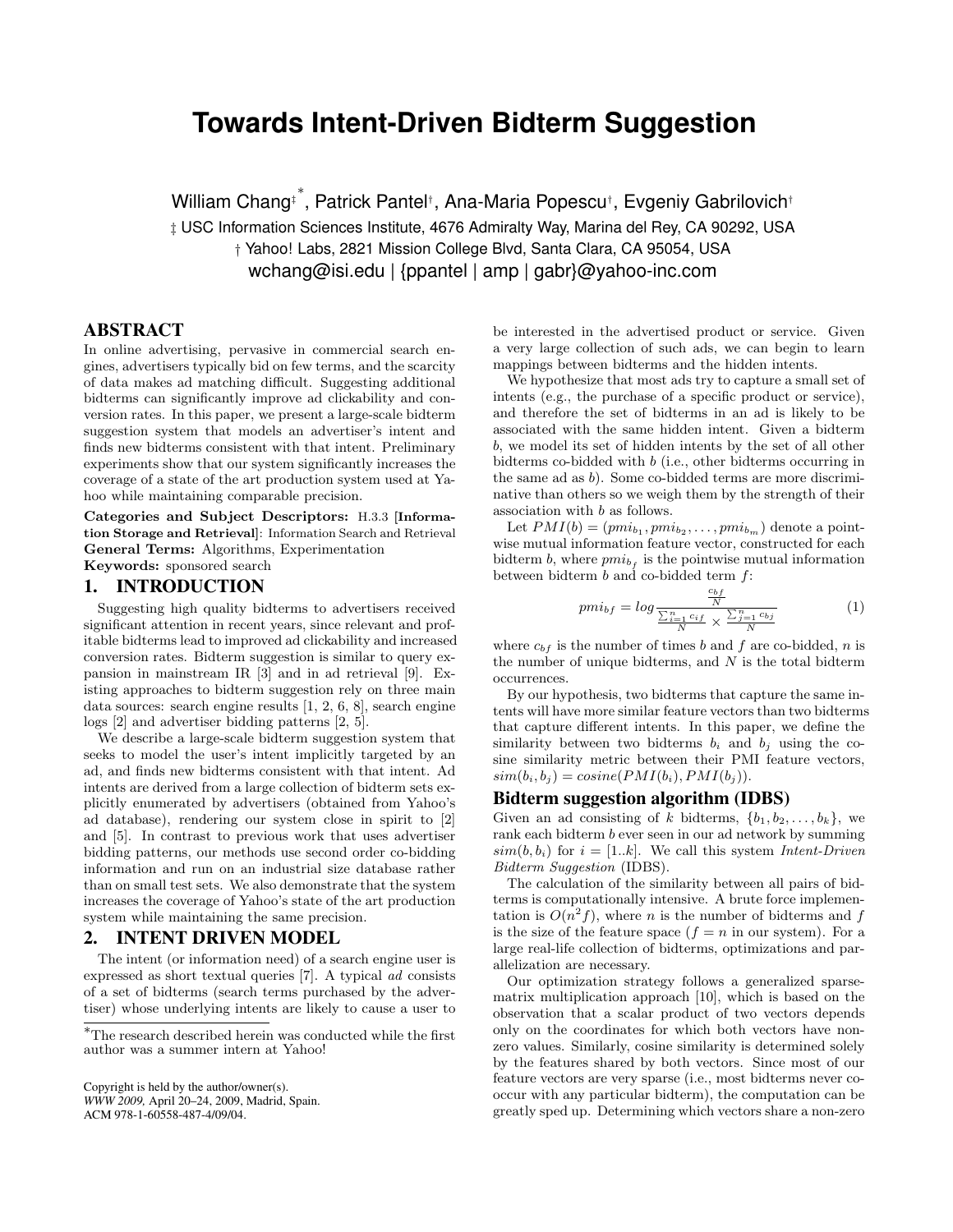# Towards Intent-Driven Bidterm Suggestion

William Chang[‡] [*], Patrick Pantel[†], Ana-Maria Popescu[†], Evgeniy Gabrilovich[†]

[‡] USC Information Sciences Institute, 4676 Admiralty Way, Marina del Rey, CA 90292, USA

[†] Yahoo! Labs, 2821 Mission College Blvd, Santa Clara, CA 95054, USA

wchang@isi.edu | {ppantel | amp | gabr}@yahoo-inc.com

## ABSTRACT

In online advertising, pervasive in commercial search engines, advertisers typically bid on few terms, and the scarcity of data makes ad matching difficult. Suggesting additional bidterms can significantly improve ad clickability and conversion rates. In this paper, we present a large-scale bidterm suggestion system that models an advertiser's intent and finds new bidterms consistent with that intent. Preliminary experiments show that our system significantly increases the coverage of a state of the art production system used at Yahoo while maintaining comparable precision.

**Categories and Subject Descriptors:** H.3.3 [**Information Storage and Retrieval**]: Information Search and Retrieval
**General Terms:** Algorithms, Experimentation
**Keywords:** sponsored search

## 1. INTRODUCTION

Suggesting high quality bidterms to advertisers received significant attention in recent years, since relevant and profitable bidterms lead to improved ad clickability and increased conversion rates. Bidterm suggestion is similar to query expansion in mainstream IR [3] and in ad retrieval [9]. Existing approaches to bidterm suggestion rely on three main data sources: search engine results [1, 2, 6, 8], search engine logs [2] and advertiser bidding patterns [2, 5].

We describe a large-scale bidterm suggestion system that seeks to model the user's intent implicitly targeted by an ad, and finds new bidterms consistent with that intent. Ad intents are derived from a large collection of bidterm sets explicitly enumerated by advertisers (obtained from Yahoo's ad database), rendering our system close in spirit to [2] and [5]. In contrast to previous work that uses advertiser bidding patterns, our methods use second order co-bidding information and run on an industrial size database rather than on small test sets. We also demonstrate that the system increases the coverage of Yahoo's state of the art production system while maintaining the same precision.

## 2. INTENT DRIVEN MODEL

The intent (or information need) of a search engine user is expressed as short textual queries [7]. A typical *ad* consists of a set of bidterms (search terms purchased by the advertiser) whose underlying intents are likely to cause a user to be interested in the advertised product or service. Given a very large collection of such ads, we can begin to learn mappings between bidterms and the hidden intents.

We hypothesize that most ads try to capture a small set of intents (e.g., the purchase of a specific product or service), and therefore the set of bidterms in an ad is likely to be associated with the same hidden intent. Given a bidterm $b$, we model its set of hidden intents by the set of all other bidterms co-bidded with $b$ (i.e., other bidterms occurring in the same ad as $b$). Some co-bidded terms are more discriminative than others so we weigh them by the strength of their association with $b$ as follows.

Let $PMI(b) = (pmi_{b_1}, pmi_{b_2}, \ldots, pmi_{b_m})$ denote a pointwise mutual information feature vector, constructed for each bidterm $b$, where $pmi_{b_f}$ is the pointwise mutual information between bidterm $b$ and co-bidded term $f$:

$$pmi_{bf} = log \frac{\frac{c_{bf}}{N}}{\frac{\sum_{i=1}^{n} c_{if}}{N} \times \frac{\sum_{j=1}^{n} c_{bj}}{N}} \quad (1)$$

where $c_{bf}$ is the number of times $b$ and $f$ are co-bidded, $n$ is the number of unique bidterms, and $N$ is the total bidterm occurrences.

By our hypothesis, two bidterms that capture the same intents will have more similar feature vectors than two bidterms that capture different intents. In this paper, we define the similarity between two bidterms $b_i$ and $b_j$ using the cosine similarity metric between their PMI feature vectors, $sim(b_i, b_j) = cosine(PMI(b_i), PMI(b_j))$.

### Bidterm suggestion algorithm (IDBS)

Given an ad consisting of $k$ bidterms, $\{b_1, b_2, \ldots, b_k\}$, we rank each bidterm $b$ ever seen in our ad network by summing $sim(b, b_i)$ for $i = [1..k]$. We call this system *Intent-Driven Bidterm Suggestion* (IDBS).

The calculation of the similarity between all pairs of bidterms is computationally intensive. A brute force implementation is $O(n^2 f)$, where $n$ is the number of bidterms and $f$ is the size of the feature space ($f = n$ in our system). For a large real-life collection of bidterms, optimizations and parallelization are necessary.

Our optimization strategy follows a generalized sparse-matrix multiplication approach [10], which is based on the observation that a scalar product of two vectors depends only on the coordinates for which both vectors have non-zero values. Similarly, cosine similarity is determined solely by the features shared by both vectors. Since most of our feature vectors are very sparse (i.e., most bidterms never co-occur with any particular bidterm), the computation can be greatly sped up. Determining which vectors share a non-zero

---

[*] The research described herein was conducted while the first author was a summer intern at Yahoo!

Copyright is held by the author/owner(s).
*WWW 2009,* April 20–24, 2009, Madrid, Spain.
ACM 978-1-60558-487-4/09/04.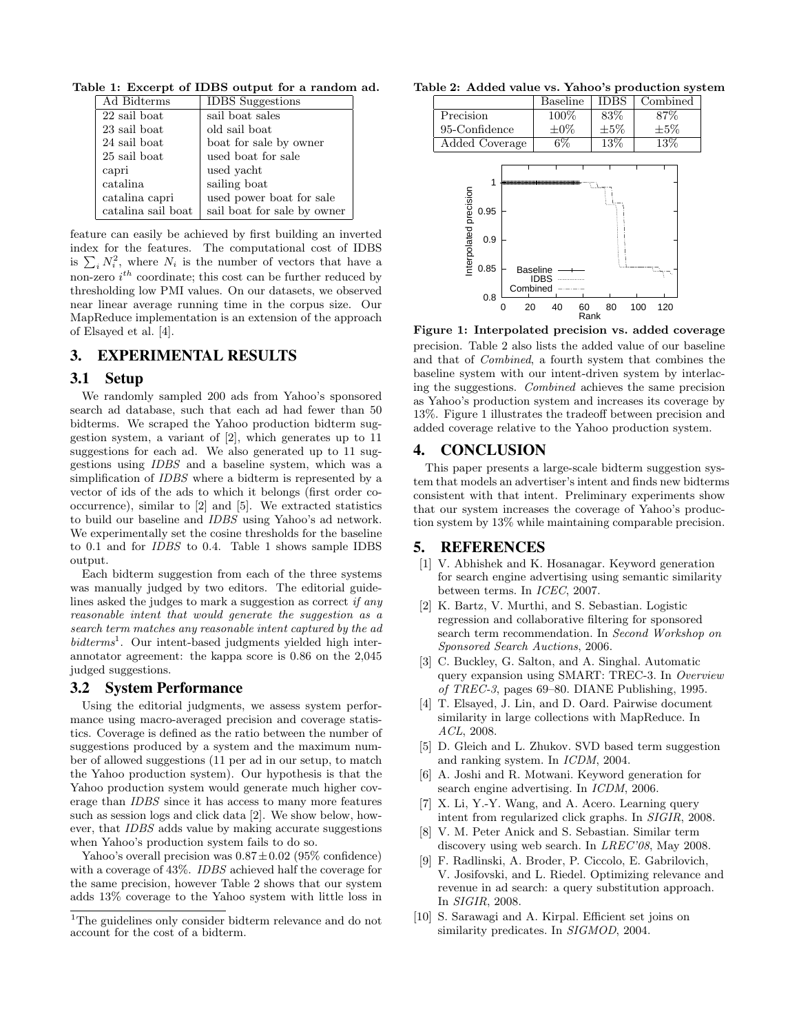**Table 1: Excerpt of IDBS output for a random ad.**

| Ad Bidterms | IDBS Suggestions |
|---|---|
| 22 sail boat | sail boat sales |
| 23 sail boat | old sail boat |
| 24 sail boat | boat for sale by owner |
| 25 sail boat | used boat for sale |
| capri | used yacht |
| catalina | sailing boat |
| catalina capri | used power boat for sale |
| catalina sail boat | sail boat for sale by owner |

feature can easily be achieved by first building an inverted index for the features. The computational cost of IDBS is $\sum_i N_i^2$, where $N_i$ is the number of vectors that have a non-zero $i^{th}$ coordinate; this cost can be further reduced by thresholding low PMI values. On our datasets, we observed near linear average running time in the corpus size. Our MapReduce implementation is an extension of the approach of Elsayed et al. [4].

## 3. EXPERIMENTAL RESULTS

### 3.1 Setup

We randomly sampled 200 ads from Yahoo's sponsored search ad database, such that each ad had fewer than 50 bidterms. We scraped the Yahoo production bidterm suggestion system, a variant of [2], which generates up to 11 suggestions for each ad. We also generated up to 11 suggestions using *IDBS* and a baseline system, which was a simplification of *IDBS* where a bidterm is represented by a vector of ids of the ads to which it belongs (first order co-occurrence), similar to [2] and [5]. We extracted statistics to build our baseline and *IDBS* using Yahoo's ad network. We experimentally set the cosine thresholds for the baseline to 0.1 and for *IDBS* to 0.4. Table 1 shows sample IDBS output.

Each bidterm suggestion from each of the three systems was manually judged by two editors. The editorial guidelines asked the judges to mark a suggestion as correct *if any reasonable intent that would generate the suggestion as a search term matches any reasonable intent captured by the ad bidterms*[1]. Our intent-based judgments yielded high inter-annotator agreement: the kappa score is 0.86 on the 2,045 judged suggestions.

### 3.2 System Performance

Using the editorial judgments, we assess system performance using macro-averaged precision and coverage statistics. Coverage is defined as the ratio between the number of suggestions produced by a system and the maximum number of allowed suggestions (11 per ad in our setup, to match the Yahoo production system). Our hypothesis is that the Yahoo production system would generate much higher coverage than *IDBS* since it has access to many more features such as session logs and click data [2]. We show below, however, that *IDBS* adds value by making accurate suggestions when Yahoo's production system fails to do so.

Yahoo's overall precision was $0.87 \pm 0.02$ (95% confidence) with a coverage of 43%. *IDBS* achieved half the coverage for the same precision, however Table 2 shows that our system adds 13% coverage to the Yahoo system with little loss in precision. Table 2 also lists the added value of our baseline and that of *Combined*, a fourth system that combines the baseline system with our intent-driven system by interlacing the suggestions. *Combined* achieves the same precision as Yahoo's production system and increases its coverage by 13%. Figure 1 illustrates the tradeoff between precision and added coverage relative to the Yahoo production system.

[1]The guidelines only consider bidterm relevance and do not account for the cost of a bidterm.

**Table 2: Added value vs. Yahoo's production system**

| | Baseline | IDBS | Combined |
|---|---|---|---|
| Precision | 100% | 83% | 87% |
| 95-Confidence | ±0% | ±5% | ±5% |
| Added Coverage | 6% | 13% | 13% |

Interpolated precision
1
0.95
0.9
0.85
0.8
0 20 40 60 80 100 120
Rank
Baseline
IDBS
Combined

**Figure 1: Interpolated precision vs. added coverage**

## 4. CONCLUSION

This paper presents a large-scale bidterm suggestion system that models an advertiser's intent and finds new bidterms consistent with that intent. Preliminary experiments show that our system increases the coverage of Yahoo's production system by 13% while maintaining comparable precision.

## 5. REFERENCES

[1] V. Abhishek and K. Hosanagar. Keyword generation for search engine advertising using semantic similarity between terms. In *ICEC*, 2007.

[2] K. Bartz, V. Murthi, and S. Sebastian. Logistic regression and collaborative filtering for sponsored search term recommendation. In *Second Workshop on Sponsored Search Auctions*, 2006.

[3] C. Buckley, G. Salton, and A. Singhal. Automatic query expansion using SMART: TREC-3. In *Overview of TREC-3*, pages 69–80. DIANE Publishing, 1995.

[4] T. Elsayed, J. Lin, and D. Oard. Pairwise document similarity in large collections with MapReduce. In *ACL*, 2008.

[5] D. Gleich and L. Zhukov. SVD based term suggestion and ranking system. In *ICDM*, 2004.

[6] A. Joshi and R. Motwani. Keyword generation for search engine advertising. In *ICDM*, 2006.

[7] X. Li, Y.-Y. Wang, and A. Acero. Learning query intent from regularized click graphs. In *SIGIR*, 2008.

[8] V. M. Peter Anick and S. Sebastian. Similar term discovery using web search. In *LREC'08*, May 2008.

[9] F. Radlinski, A. Broder, P. Ciccolo, E. Gabrilovich, V. Josifovski, and L. Riedel. Optimizing relevance and revenue in ad search: a query substitution approach. In *SIGIR*, 2008.

[10] S. Sarawagi and A. Kirpal. Efficient set joins on similarity predicates. In *SIGMOD*, 2004.